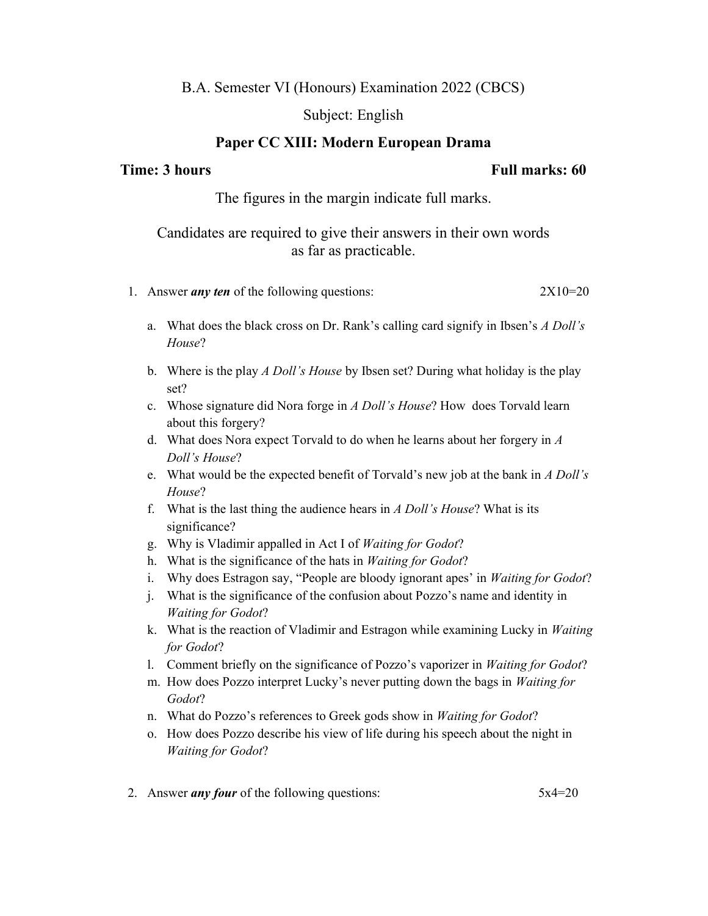B.A. Semester VI (Honours) Examination 2022 (CBCS)

Subject: English

**Paper CC XIII: Modern European Drama**

**Time: 3 hours** **Full marks: 60**

The figures in the margin indicate full marks.

Candidates are required to give their answers in their own words as far as practicable.

1. Answer ***any ten*** of the following questions: 2X10=20

   a. What does the black cross on Dr. Rank's calling card signify in Ibsen's *A Doll's House*?

   b. Where is the play *A Doll's House* by Ibsen set? During what holiday is the play set?

   c. Whose signature did Nora forge in *A Doll's House*? How does Torvald learn about this forgery?

   d. What does Nora expect Torvald to do when he learns about her forgery in *A Doll's House*?

   e. What would be the expected benefit of Torvald's new job at the bank in *A Doll's House*?

   f. What is the last thing the audience hears in *A Doll's House*? What is its significance?

   g. Why is Vladimir appalled in Act I of *Waiting for Godot*?

   h. What is the significance of the hats in *Waiting for Godot*?

   i. Why does Estragon say, "People are bloody ignorant apes' in *Waiting for Godot*?

   j. What is the significance of the confusion about Pozzo's name and identity in *Waiting for Godot*?

   k. What is the reaction of Vladimir and Estragon while examining Lucky in *Waiting for Godot*?

   l. Comment briefly on the significance of Pozzo's vaporizer in *Waiting for Godot*?

   m. How does Pozzo interpret Lucky's never putting down the bags in *Waiting for Godot*?

   n. What do Pozzo's references to Greek gods show in *Waiting for Godot*?

   o. How does Pozzo describe his view of life during his speech about the night in *Waiting for Godot*?

2. Answer ***any four*** of the following questions: 5x4=20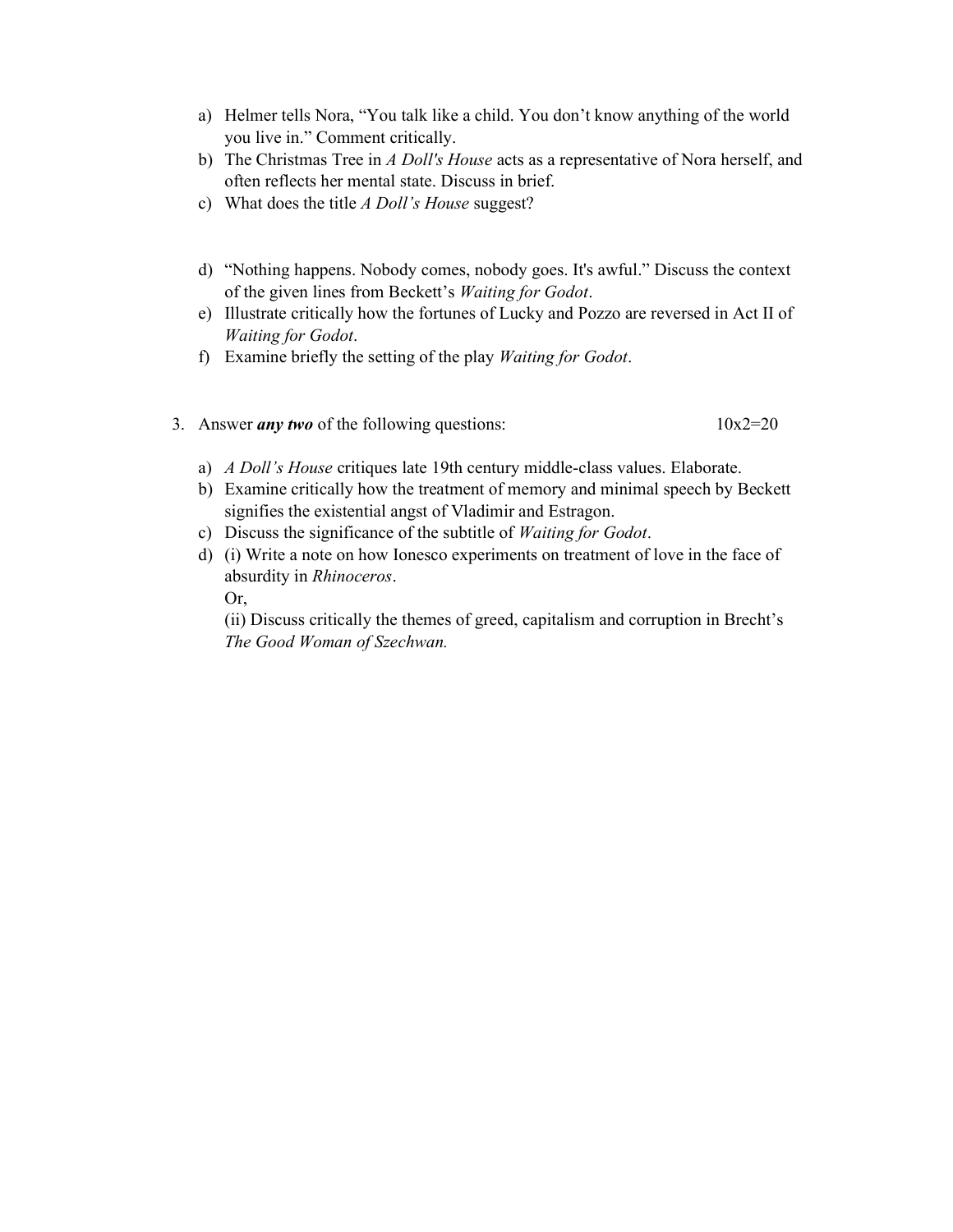a) Helmer tells Nora, "You talk like a child. You don't know anything of the world you live in." Comment critically.

b) The Christmas Tree in *A Doll's House* acts as a representative of Nora herself, and often reflects her mental state. Discuss in brief.

c) What does the title *A Doll's House* suggest?

d) "Nothing happens. Nobody comes, nobody goes. It's awful." Discuss the context of the given lines from Beckett's *Waiting for Godot*.

e) Illustrate critically how the fortunes of Lucky and Pozzo are reversed in Act II of *Waiting for Godot*.

f) Examine briefly the setting of the play *Waiting for Godot*.

3. Answer ***any two*** of the following questions: 10x2=20

a) *A Doll's House* critiques late 19th century middle-class values. Elaborate.

b) Examine critically how the treatment of memory and minimal speech by Beckett signifies the existential angst of Vladimir and Estragon.

c) Discuss the significance of the subtitle of *Waiting for Godot*.

d) (i) Write a note on how Ionesco experiments on treatment of love in the face of absurdity in *Rhinoceros*.

Or,

(ii) Discuss critically the themes of greed, capitalism and corruption in Brecht's *The Good Woman of Szechwan.*